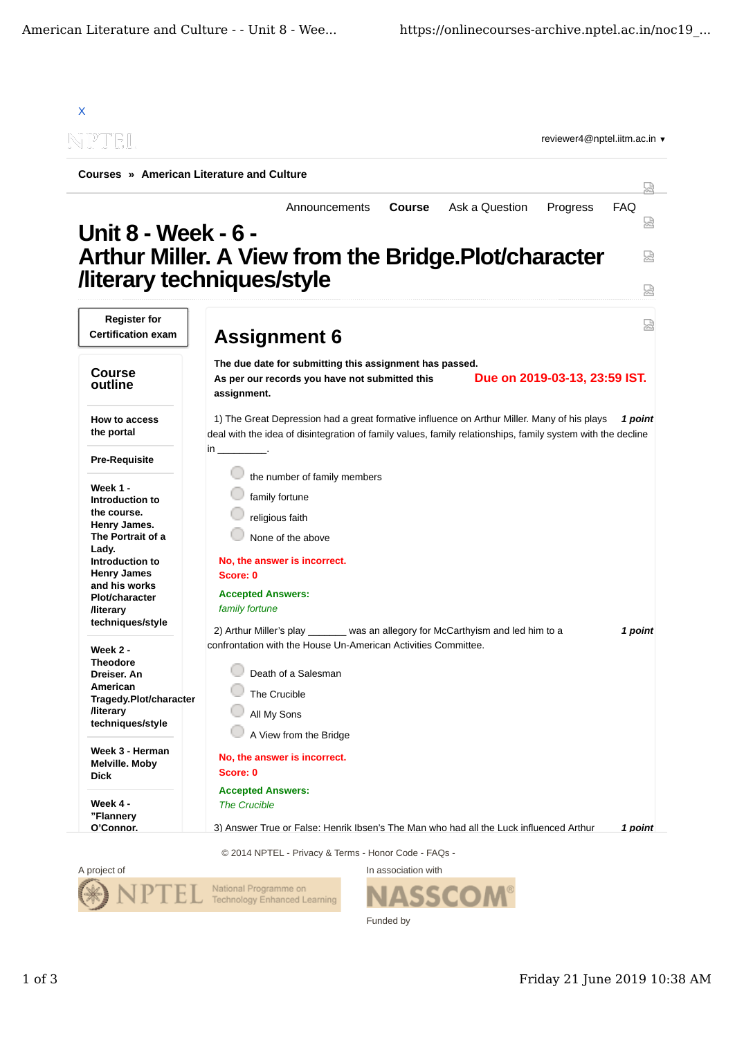X

reviewer4@nptel.iitm.ac.in ▾

**Courses » American Literature and Culture**

Announcements **Course** Ask a Question Progress FAQ

# Unit 8 - Week - 6 - Arthur Miller. A View from the Bridge.Plot/character /literary techniques/style

**Register for Certification exam**

## Course outline

**How to access the portal**

**Pre-Requisite**

**Week 1 - Introduction to the course. Henry James. The Portrait of a Lady. Introduction to Henry James and his works Plot/character /literary techniques/style**

**Week 2 - Theodore Dreiser. An American Tragedy.Plot/character /literary techniques/style**

**Week 3 - Herman Melville. Moby Dick**

**Week 4 - "Flannery O'Connor.**

## Assignment 6

**The due date for submitting this assignment has passed.**

**Due on 2019-03-13, 23:59 IST.**

**As per our records you have not submitted this assignment.**

1) The Great Depression had a great formative influence on Arthur Miller. Many of his plays deal with the idea of disintegration of family values, family relationships, family system with the decline in _________. ***1 point***

- the number of family members
- family fortune
- religious faith
- None of the above

**No, the answer is incorrect.**
**Score: 0**

**Accepted Answers:**
*family fortune*

2) Arthur Miller's play _______ was an allegory for McCarthyism and led him to a confrontation with the House Un-American Activities Committee. ***1 point***

- Death of a Salesman
- The Crucible
- All My Sons
- A View from the Bridge

**No, the answer is incorrect.**
**Score: 0**

**Accepted Answers:**
*The Crucible*

3) Answer True or False: Henrik Ibsen's The Man who had all the Luck influenced Arthur ***1 point***

© 2014 NPTEL - Privacy & Terms - Honor Code - FAQs -

A project of

In association with

Funded by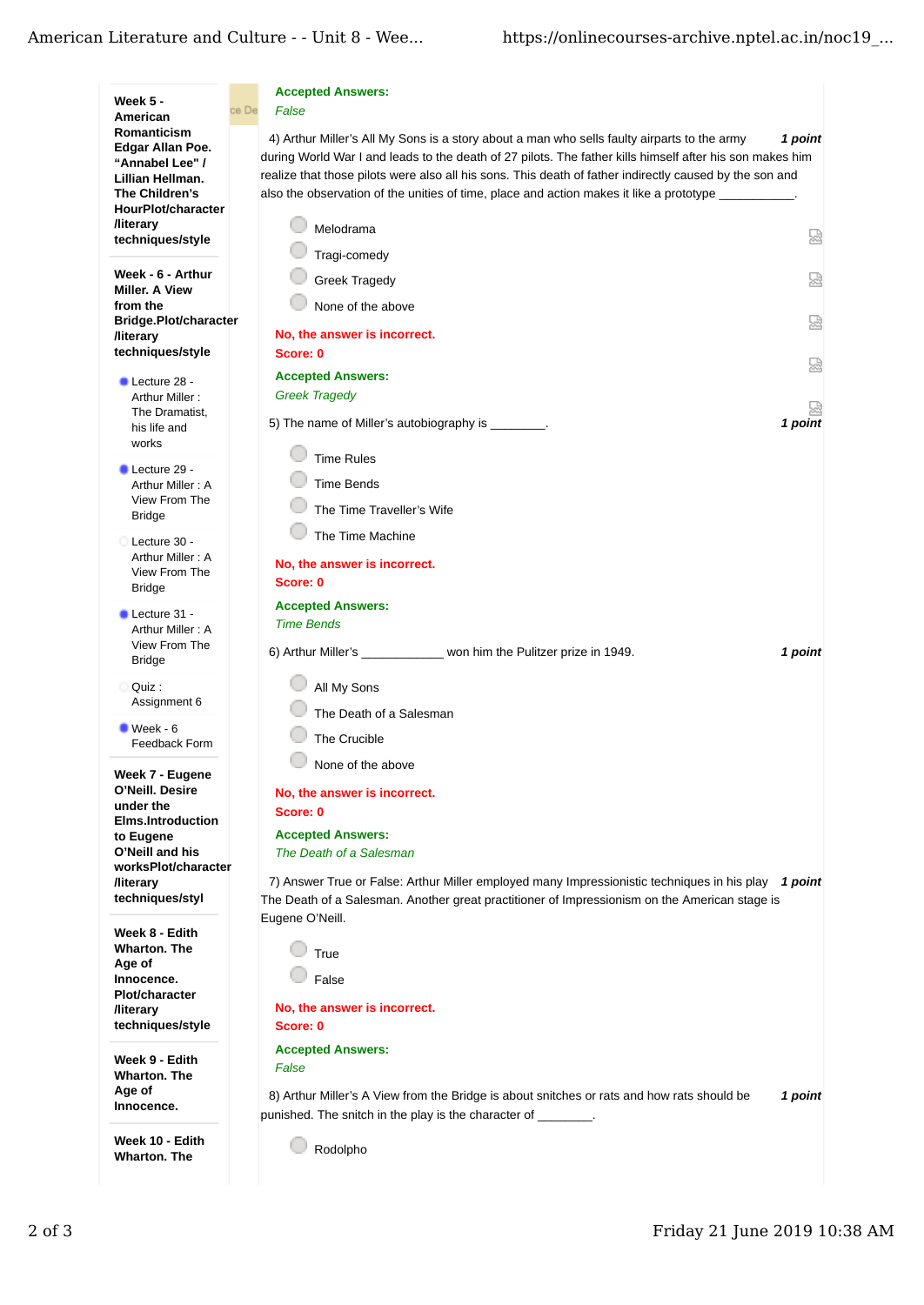**Week 5 - American Romanticism Edgar Allan Poe. "Annabel Lee" / Lillian Hellman. The Children's HourPlot/character /literary techniques/style**

**Week - 6 - Arthur Miller. A View from the Bridge.Plot/character /literary techniques/style**

- Lecture 28 - Arthur Miller : The Dramatist, his life and works
- Lecture 29 - Arthur Miller : A View From The Bridge
- Lecture 30 - Arthur Miller : A View From The Bridge
- Lecture 31 - Arthur Miller : A View From The Bridge
- Quiz : Assignment 6
- Week - 6 Feedback Form

**Week 7 - Eugene O'Neill. Desire under the Elms.Introduction to Eugene O'Neill and his worksPlot/character /literary techniques/styl**

**Week 8 - Edith Wharton. The Age of Innocence. Plot/character /literary techniques/style**

**Week 9 - Edith Wharton. The Age of Innocence.**

**Week 10 - Edith Wharton. The**

---

**Accepted Answers:**
*False*

4) Arthur Miller's All My Sons is a story about a man who sells faulty airparts to the army during World War I and leads to the death of 27 pilots. The father kills himself after his son makes him realize that those pilots were also all his sons. This death of father indirectly caused by the son and also the observation of the unities of time, place and action makes it like a prototype ___________. *1 point*

- Melodrama
- Tragi-comedy
- Greek Tragedy
- None of the above

**No, the answer is incorrect.**
**Score: 0**

**Accepted Answers:**
*Greek Tragedy*

5) The name of Miller's autobiography is ________. *1 point*

- Time Rules
- Time Bends
- The Time Traveller's Wife
- The Time Machine

**No, the answer is incorrect.**
**Score: 0**

**Accepted Answers:**
*Time Bends*

6) Arthur Miller's ____________ won him the Pulitzer prize in 1949. *1 point*

- All My Sons
- The Death of a Salesman
- The Crucible
- None of the above

**No, the answer is incorrect.**
**Score: 0**

**Accepted Answers:**
*The Death of a Salesman*

7) Answer True or False: Arthur Miller employed many Impressionistic techniques in his play The Death of a Salesman. Another great practitioner of Impressionism on the American stage is Eugene O'Neill. *1 point*

- True
- False

**No, the answer is incorrect.**
**Score: 0**

**Accepted Answers:**
*False*

8) Arthur Miller's A View from the Bridge is about snitches or rats and how rats should be punished. The snitch in the play is the character of ________. *1 point*

- Rodolpho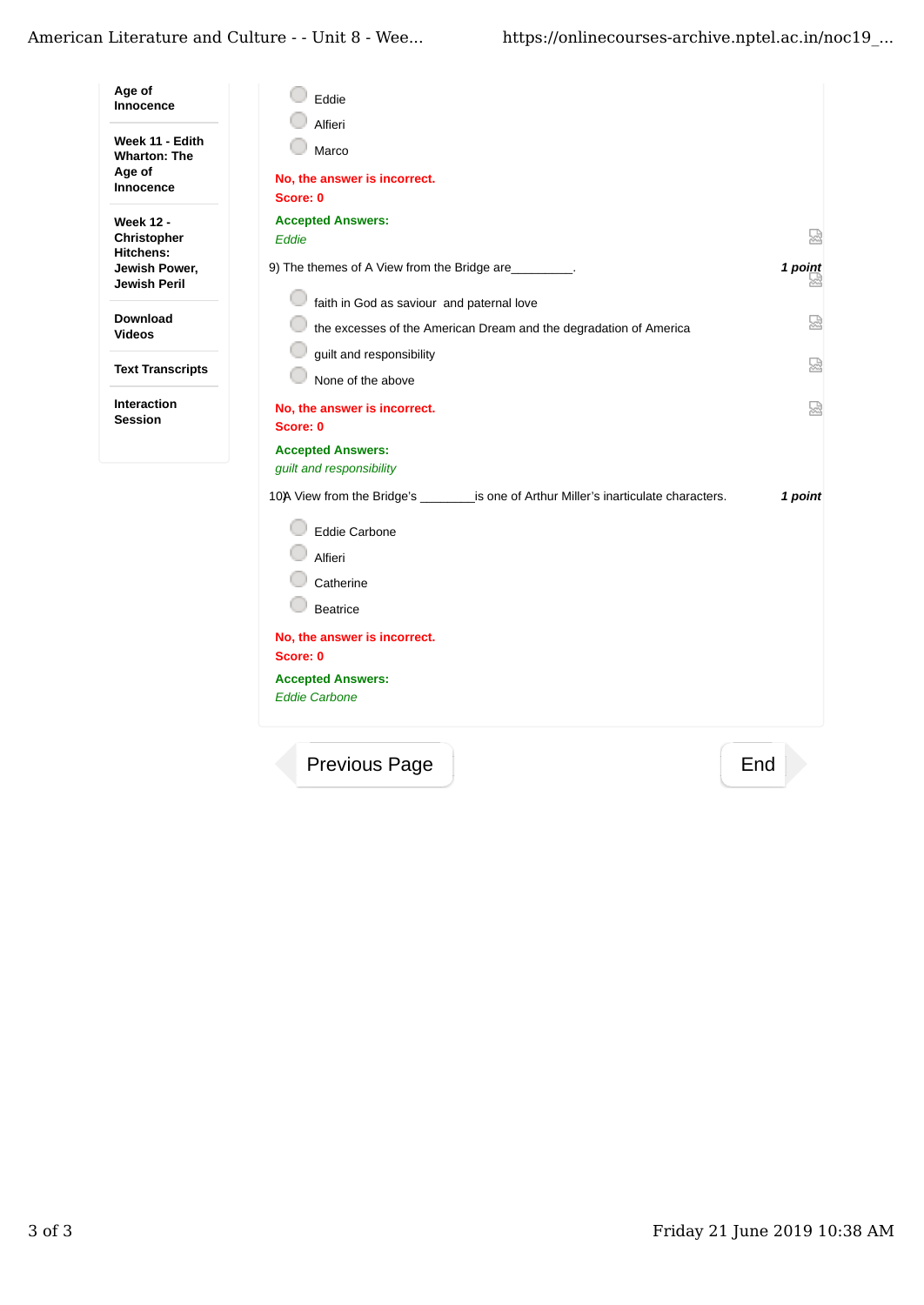- Week 11 - Edith Wharton: The Age of Innocence
- Week 12 - Christopher Hitchens: Jewish Power, Jewish Peril
- Download Videos
- Text Transcripts
- Interaction Session

- Eddie
- Alfieri
- Marco

No, the answer is incorrect.
Score: 0

**Accepted Answers:**
*Eddie*

9) The themes of A View from the Bridge are_________. **1 point**

- faith in God as saviour and paternal love
- the excesses of the American Dream and the degradation of America
- guilt and responsibility
- None of the above

No, the answer is incorrect.
Score: 0

**Accepted Answers:**
*guilt and responsibility*

10) A View from the Bridge's ________is one of Arthur Miller's inarticulate characters. **1 point**

- Eddie Carbone
- Alfieri
- Catherine
- Beatrice

No, the answer is incorrect.
Score: 0

**Accepted Answers:**
*Eddie Carbone*

Previous Page | End